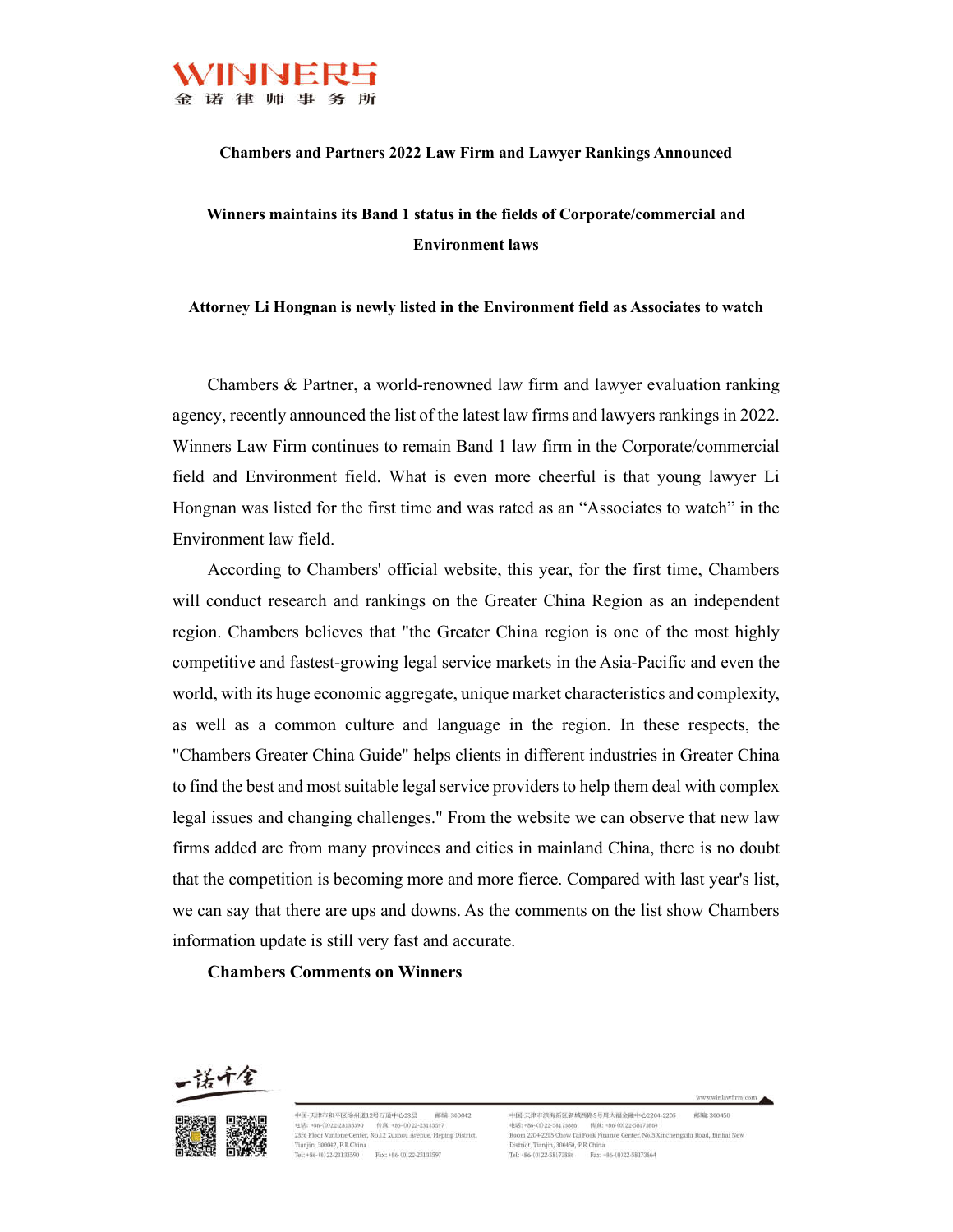**Chambers and Partners 2022 Law Firm and Lawyer Rankings Announced**

**Winners maintains its Band 1 status in the fields of Corporate/commercial and Environment laws**

**Attorney Li Hongnan is newly listed in the Environment field as Associates to watch**

Chambers & Partner, a world-renowned law firm and lawyer evaluation ranking agency, recently announced the list of the latest law firms and lawyers rankings in 2022. Winners Law Firm continues to remain Band 1 law firm in the Corporate/commercial field and Environment field. What is even more cheerful is that young lawyer Li Hongnan was listed for the first time and was rated as an "Associates to watch" in the Environment law field.

According to Chambers' official website, this year, for the first time, Chambers will conduct research and rankings on the Greater China Region as an independent region. Chambers believes that "the Greater China region is one of the most highly competitive and fastest-growing legal service markets in the Asia-Pacific and even the world, with its huge economic aggregate, unique market characteristics and complexity, as well as a common culture and language in the region. In these respects, the "Chambers Greater China Guide" helps clients in different industries in Greater China to find the best and most suitable legal service providers to help them deal with complex legal issues and changing challenges." From the website we can observe that new law firms added are from many provinces and cities in mainland China, there is no doubt that the competition is becoming more and more fierce. Compared with last year's list, we can say that there are ups and downs. As the comments on the list show Chambers information update is still very fast and accurate.

**Chambers Comments on Winners**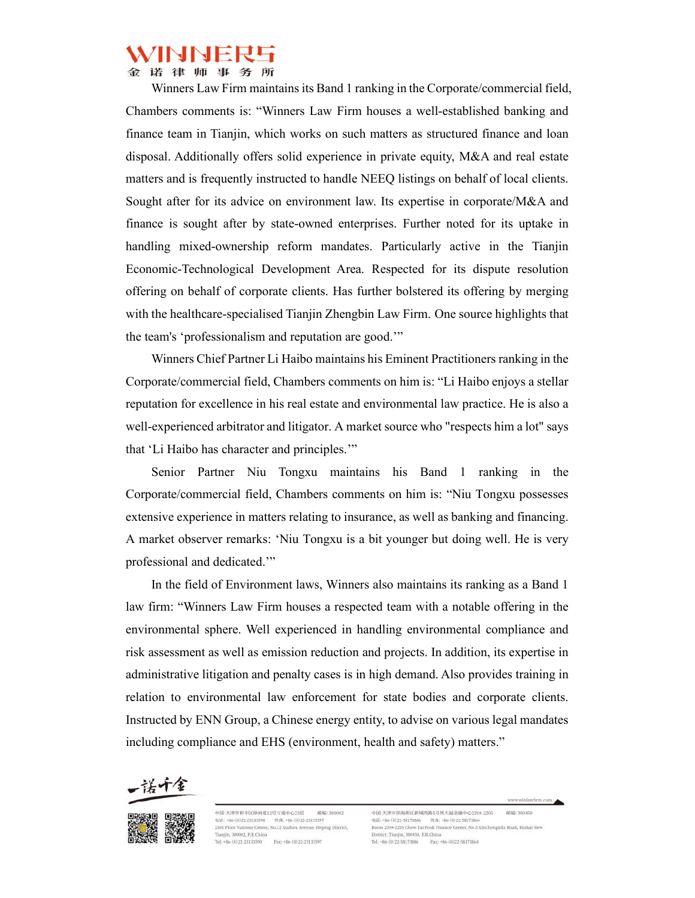Winners Law Firm maintains its Band 1 ranking in the Corporate/commercial field, Chambers comments is: "Winners Law Firm houses a well-established banking and finance team in Tianjin, which works on such matters as structured finance and loan disposal. Additionally offers solid experience in private equity, M&A and real estate matters and is frequently instructed to handle NEEQ listings on behalf of local clients. Sought after for its advice on environment law. Its expertise in corporate/M&A and finance is sought after by state-owned enterprises. Further noted for its uptake in handling mixed-ownership reform mandates. Particularly active in the Tianjin Economic-Technological Development Area. Respected for its dispute resolution offering on behalf of corporate clients. Has further bolstered its offering by merging with the healthcare-specialised Tianjin Zhengbin Law Firm. One source highlights that the team's 'professionalism and reputation are good.'"

Winners Chief Partner Li Haibo maintains his Eminent Practitioners ranking in the Corporate/commercial field, Chambers comments on him is: "Li Haibo enjoys a stellar reputation for excellence in his real estate and environmental law practice. He is also a well-experienced arbitrator and litigator. A market source who "respects him a lot" says that 'Li Haibo has character and principles.'"

Senior Partner Niu Tongxu maintains his Band 1 ranking in the Corporate/commercial field, Chambers comments on him is: "Niu Tongxu possesses extensive experience in matters relating to insurance, as well as banking and financing. A market observer remarks: 'Niu Tongxu is a bit younger but doing well. He is very professional and dedicated.'"

In the field of Environment laws, Winners also maintains its ranking as a Band 1 law firm: "Winners Law Firm houses a respected team with a notable offering in the environmental sphere. Well experienced in handling environmental compliance and risk assessment as well as emission reduction and projects. In addition, its expertise in administrative litigation and penalty cases is in high demand. Also provides training in relation to environmental law enforcement for state bodies and corporate clients. Instructed by ENN Group, a Chinese energy entity, to advise on various legal mandates including compliance and EHS (environment, health and safety) matters."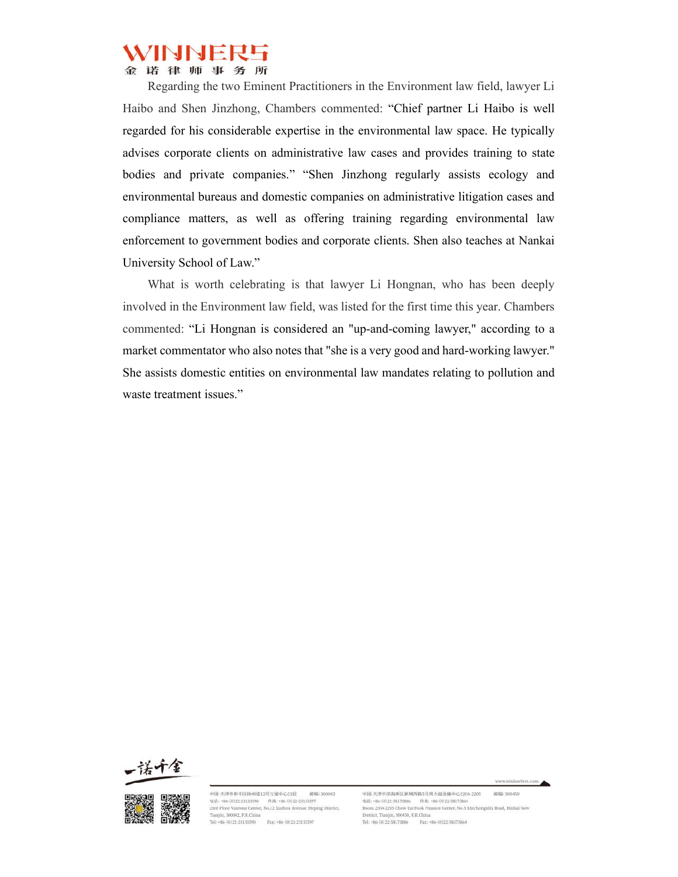Regarding the two Eminent Practitioners in the Environment law field, lawyer Li Haibo and Shen Jinzhong, Chambers commented: “Chief partner Li Haibo is well regarded for his considerable expertise in the environmental law space. He typically advises corporate clients on administrative law cases and provides training to state bodies and private companies.” “Shen Jinzhong regularly assists ecology and environmental bureaus and domestic companies on administrative litigation cases and compliance matters, as well as offering training regarding environmental law enforcement to government bodies and corporate clients. Shen also teaches at Nankai University School of Law.”

What is worth celebrating is that lawyer Li Hongnan, who has been deeply involved in the Environment law field, was listed for the first time this year. Chambers commented: “Li Hongnan is considered an "up-and-coming lawyer," according to a market commentator who also notes that "she is a very good and hard-working lawyer." She assists domestic entities on environmental law mandates relating to pollution and waste treatment issues.”